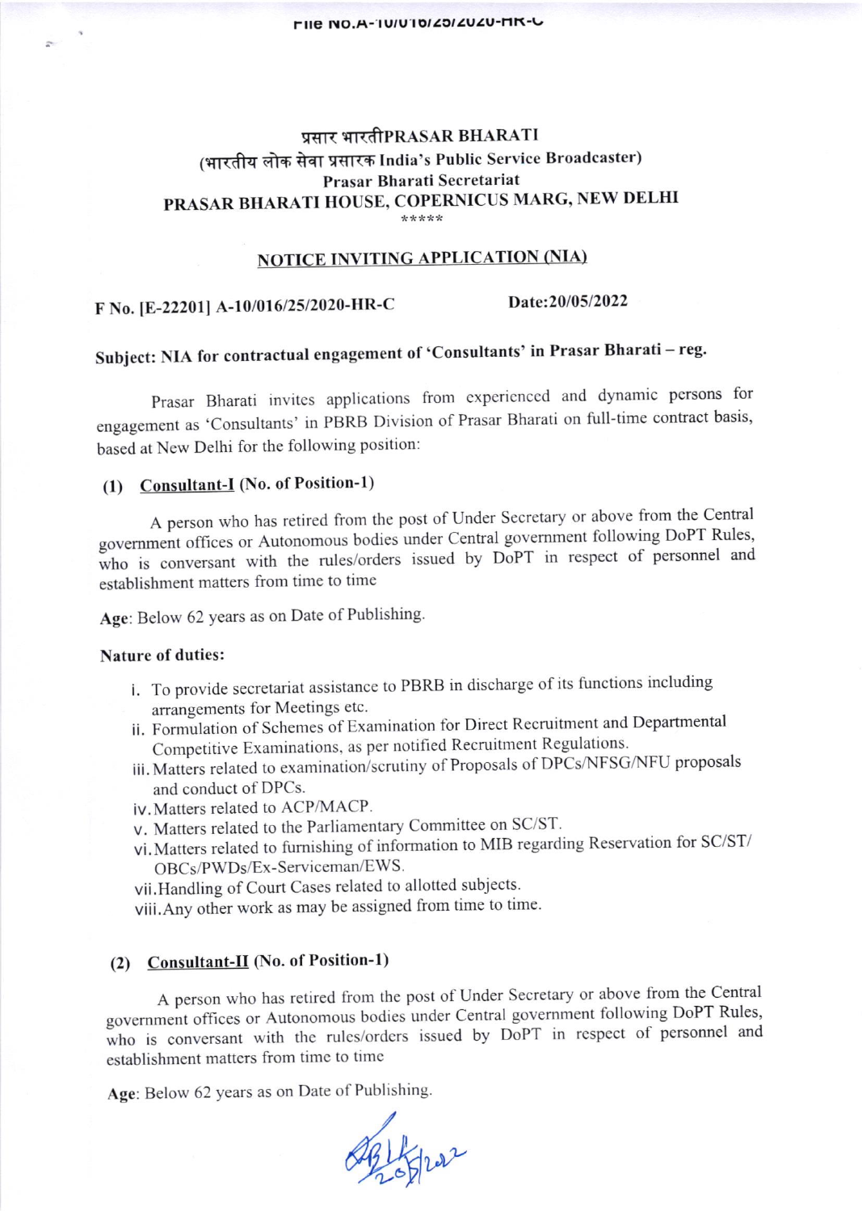प्रसार भारतीPRASAR BHARATI

(भारतीय लोक सेवा प्रसारक India's Public Service Broadcaster)

Prasar Bharati Secretariat

PRASAR BHARATI HOUSE, COPERNICUS MARG, NEW DELHI

\*\*\*\*\*

## NOTICE INVITING APPLICATION (NIA)

**F No. [E-22201] A-10/016/25/2020-HR-C** **Date:20/05/2022**

**Subject: NIA for contractual engagement of 'Consultants' in Prasar Bharati – reg.**

Prasar Bharati invites applications from experienced and dynamic persons for engagement as 'Consultants' in PBRB Division of Prasar Bharati on full-time contract basis, based at New Delhi for the following position:

**(1) Consultant-I (No. of Position-1)**

A person who has retired from the post of Under Secretary or above from the Central government offices or Autonomous bodies under Central government following DoPT Rules, who is conversant with the rules/orders issued by DoPT in respect of personnel and establishment matters from time to time

**Age**: Below 62 years as on Date of Publishing.

**Nature of duties:**

i. To provide secretariat assistance to PBRB in discharge of its functions including arrangements for Meetings etc.
ii. Formulation of Schemes of Examination for Direct Recruitment and Departmental Competitive Examinations, as per notified Recruitment Regulations.
iii. Matters related to examination/scrutiny of Proposals of DPCs/NFSG/NFU proposals and conduct of DPCs.
iv. Matters related to ACP/MACP.
v. Matters related to the Parliamentary Committee on SC/ST.
vi. Matters related to furnishing of information to MIB regarding Reservation for SC/ST/ OBCs/PWDs/Ex-Serviceman/EWS.
vii. Handling of Court Cases related to allotted subjects.
viii. Any other work as may be assigned from time to time.

**(2) Consultant-II (No. of Position-1)**

A person who has retired from the post of Under Secretary or above from the Central government offices or Autonomous bodies under Central government following DoPT Rules, who is conversant with the rules/orders issued by DoPT in respect of personnel and establishment matters from time to time

**Age**: Below 62 years as on Date of Publishing.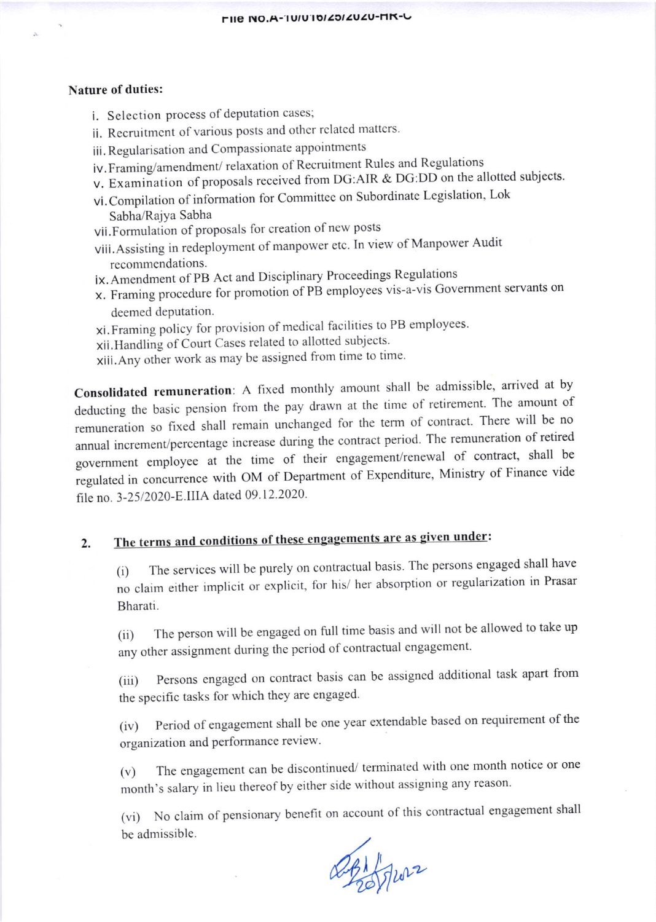**Nature of duties:**

i. Selection process of deputation cases;
ii. Recruitment of various posts and other related matters.
iii. Regularisation and Compassionate appointments
iv. Framing/amendment/ relaxation of Recruitment Rules and Regulations
v. Examination of proposals received from DG:AIR & DG:DD on the allotted subjects.
vi. Compilation of information for Committee on Subordinate Legislation, Lok Sabha/Rajya Sabha
vii. Formulation of proposals for creation of new posts
viii. Assisting in redeployment of manpower etc. In view of Manpower Audit recommendations.
ix. Amendment of PB Act and Disciplinary Proceedings Regulations
x. Framing procedure for promotion of PB employees vis-a-vis Government servants on deemed deputation.
xi. Framing policy for provision of medical facilities to PB employees.
xii. Handling of Court Cases related to allotted subjects.
xiii. Any other work as may be assigned from time to time.

**Consolidated remuneration**: A fixed monthly amount shall be admissible, arrived at by deducting the basic pension from the pay drawn at the time of retirement. The amount of remuneration so fixed shall remain unchanged for the term of contract. There will be no annual increment/percentage increase during the contract period. The remuneration of retired government employee at the time of their engagement/renewal of contract, shall be regulated in concurrence with OM of Department of Expenditure, Ministry of Finance vide file no. 3-25/2020-E.IIIA dated 09.12.2020.

2. **The terms and conditions of these engagements are as given under:**

(i) The services will be purely on contractual basis. The persons engaged shall have no claim either implicit or explicit, for his/ her absorption or regularization in Prasar Bharati.

(ii) The person will be engaged on full time basis and will not be allowed to take up any other assignment during the period of contractual engagement.

(iii) Persons engaged on contract basis can be assigned additional task apart from the specific tasks for which they are engaged.

(iv) Period of engagement shall be one year extendable based on requirement of the organization and performance review.

(v) The engagement can be discontinued/ terminated with one month notice or one month's salary in lieu thereof by either side without assigning any reason.

(vi) No claim of pensionary benefit on account of this contractual engagement shall be admissible.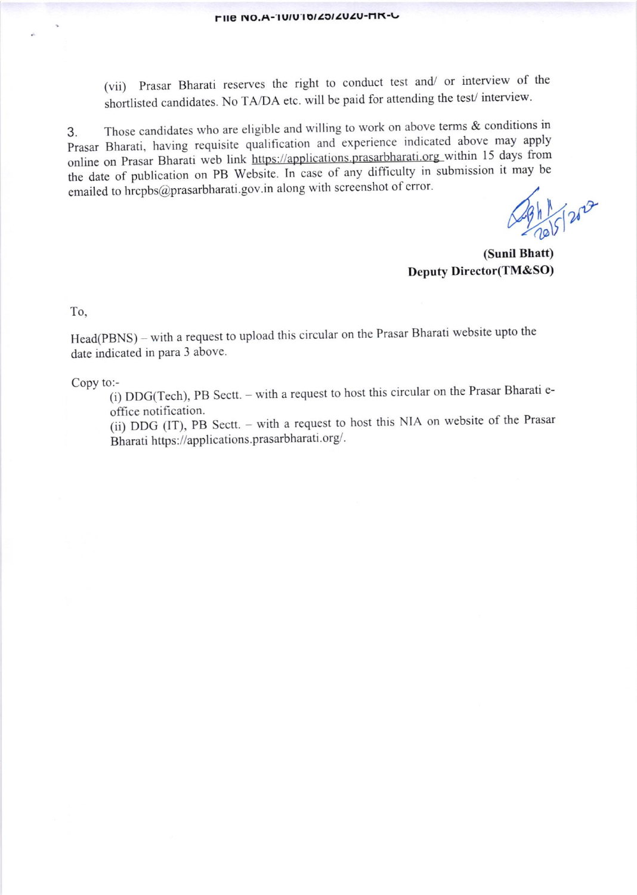(vii) Prasar Bharati reserves the right to conduct test and/ or interview of the shortlisted candidates. No TA/DA etc. will be paid for attending the test/ interview.

3. Those candidates who are eligible and willing to work on above terms & conditions in Prasar Bharati, having requisite qualification and experience indicated above may apply online on Prasar Bharati web link https://applications.prasarbharati.org within 15 days from the date of publication on PB Website. In case of any difficulty in submission it may be emailed to hrcpbs@prasarbharati.gov.in along with screenshot of error.

20/5/2022

**(Sunil Bhatt)**
**Deputy Director(TM&SO)**

To,

Head(PBNS) – with a request to upload this circular on the Prasar Bharati website upto the date indicated in para 3 above.

Copy to:-

(i) DDG(Tech), PB Sectt. – with a request to host this circular on the Prasar Bharati e-office notification.

(ii) DDG (IT), PB Sectt. – with a request to host this NIA on website of the Prasar Bharati https://applications.prasarbharati.org/.